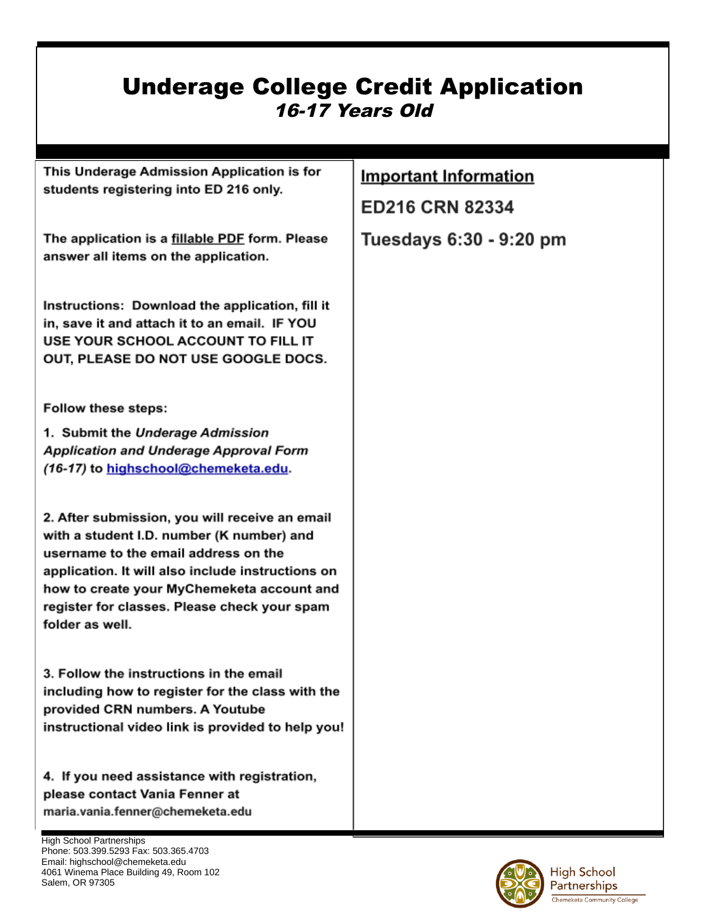# Underage College Credit Application

## *16-17 Years Old*

**This Underage Admission Application is for students registering into ED 216 only.**

**The application is a fillable PDF form. Please answer all items on the application.**

**Instructions: Download the application, fill it in, save it and attach it to an email. IF YOU USE YOUR SCHOOL ACCOUNT TO FILL IT OUT, PLEASE DO NOT USE GOOGLE DOCS.**

**Follow these steps:**

**1. Submit the *Underage Admission Application and Underage Approval Form (16-17)* to highschool@chemeketa.edu.**

**2. After submission, you will receive an email with a student I.D. number (K number) and username to the email address on the application. It will also include instructions on how to create your MyChemeketa account and register for classes. Please check your spam folder as well.**

**3. Follow the instructions in the email including how to register for the class with the provided CRN numbers. A Youtube instructional video link is provided to help you!**

**4. If you need assistance with registration, please contact Vania Fenner at** maria.vania.fenner@chemeketa.edu

## Important Information

**ED216 CRN 82334**

**Tuesdays 6:30 - 9:20 pm**

High School Partnerships
Phone: 503.399.5293 Fax: 503.365.4703
Email: highschool@chemeketa.edu
4061 Winema Place Building 49, Room 102
Salem, OR 97305

High School Partnerships
Chemeketa Community College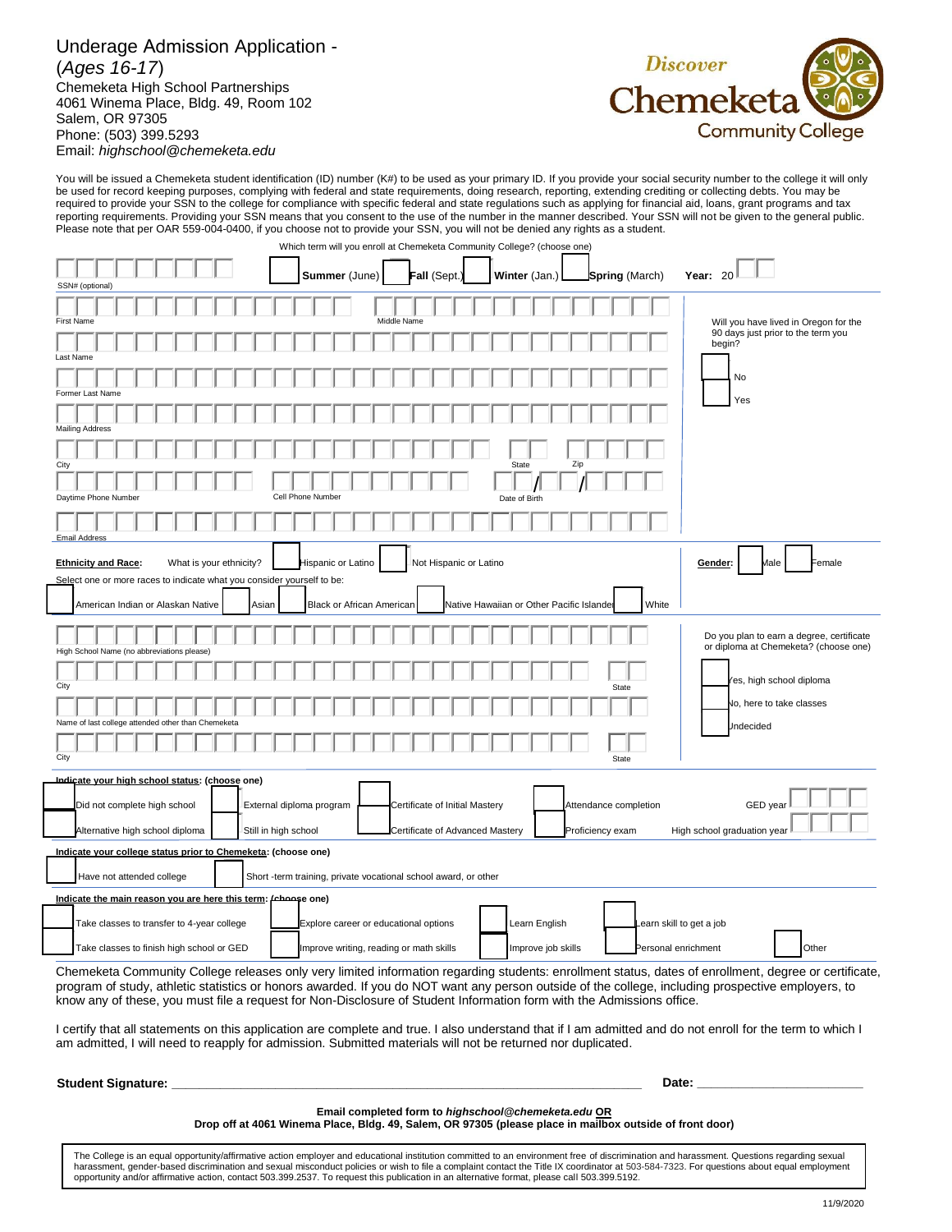# Underage Admission Application - (*Ages 16-17*)

Chemeketa High School Partnerships
4061 Winema Place, Bldg. 49, Room 102
Salem, OR 97305
Phone: (503) 399.5293
Email: *highschool@chemeketa.edu*

Discover Chemeketa Community College

You will be issued a Chemeketa student identification (ID) number (K#) to be used as your primary ID. If you provide your social security number to the college it will only be used for record keeping purposes, complying with federal and state requirements, doing research, reporting, extending crediting or collecting debts. You may be required to provide your SSN to the college for compliance with specific federal and state regulations such as applying for financial aid, loans, grant programs and tax reporting requirements. Providing your SSN means that you consent to the use of the number in the manner described. Your SSN will not be given to the general public. Please note that per OAR 559-004-0400, if you choose not to provide your SSN, you will not be denied any rights as a student.

SSN# (optional)

Which term will you enroll at Chemeketa Community College? (choose one)
☐ **Summer** (June) ☐ **Fall** (Sept.) ☐ **Winter** (Jan.) ☐ **Spring** (March) **Year:** 20__

First Name

Middle Name

Last Name

Former Last Name

Mailing Address

City

State

Zip

Daytime Phone Number

Cell Phone Number

Date of Birth __/__/__

Email Address

Will you have lived in Oregon for the 90 days just prior to the term you begin?
☐ No
☐ Yes

**Ethnicity and Race:** What is your ethnicity? ☐ Hispanic or Latino ☐ Not Hispanic or Latino

**Gender:** ☐ Male ☐ Female

Select one or more races to indicate what you consider yourself to be:
☐ American Indian or Alaskan Native ☐ Asian ☐ Black or African American ☐ Native Hawaiian or Other Pacific Islander ☐ White

High School Name (no abbreviations please)

City

State

Name of last college attended other than Chemeketa

City

State

Do you plan to earn a degree, certificate or diploma at Chemeketa? (choose one)
☐ Yes, high school diploma
☐ No, here to take classes
☐ Undecided

**Indicate your high school status: (choose one)**
☐ Did not complete high school ☐ External diploma program ☐ Certificate of Initial Mastery ☐ Attendance completion GED year ____
☐ Alternative high school diploma ☐ Still in high school ☐ Certificate of Advanced Mastery ☐ Proficiency exam High school graduation year ____

**Indicate your college status prior to Chemeketa: (choose one)**
☐ Have not attended college ☐ Short -term training, private vocational school award, or other

**Indicate the main reason you are here this term: (choose one)**
☐ Take classes to transfer to 4-year college ☐ Explore career or educational options ☐ Learn English ☐ Learn skill to get a job
☐ Take classes to finish high school or GED ☐ Improve writing, reading or math skills ☐ Improve job skills ☐ Personal enrichment ☐ Other

Chemeketa Community College releases only very limited information regarding students: enrollment status, dates of enrollment, degree or certificate, program of study, athletic statistics or honors awarded. If you do NOT want any person outside of the college, including prospective employers, to know any of these, you must file a request for Non-Disclosure of Student Information form with the Admissions office.

I certify that all statements on this application are complete and true. I also understand that if I am admitted and do not enroll for the term to which I am admitted, I will need to reapply for admission. Submitted materials will not be returned nor duplicated.

**Student Signature:** ______________________________ **Date:** ______________

**Email completed form to *highschool@chemeketa.edu* OR**
**Drop off at 4061 Winema Place, Bldg. 49, Salem, OR 97305 (please place in mailbox outside of front door)**

The College is an equal opportunity/affirmative action employer and educational institution committed to an environment free of discrimination and harassment. Questions regarding sexual harassment, gender-based discrimination and sexual misconduct policies or wish to file a complaint contact the Title IX coordinator at 503-584-7323. For questions about equal employment opportunity and/or affirmative action, contact 503.399.2537. To request this publication in an alternative format, please call 503.399.5192.

11/9/2020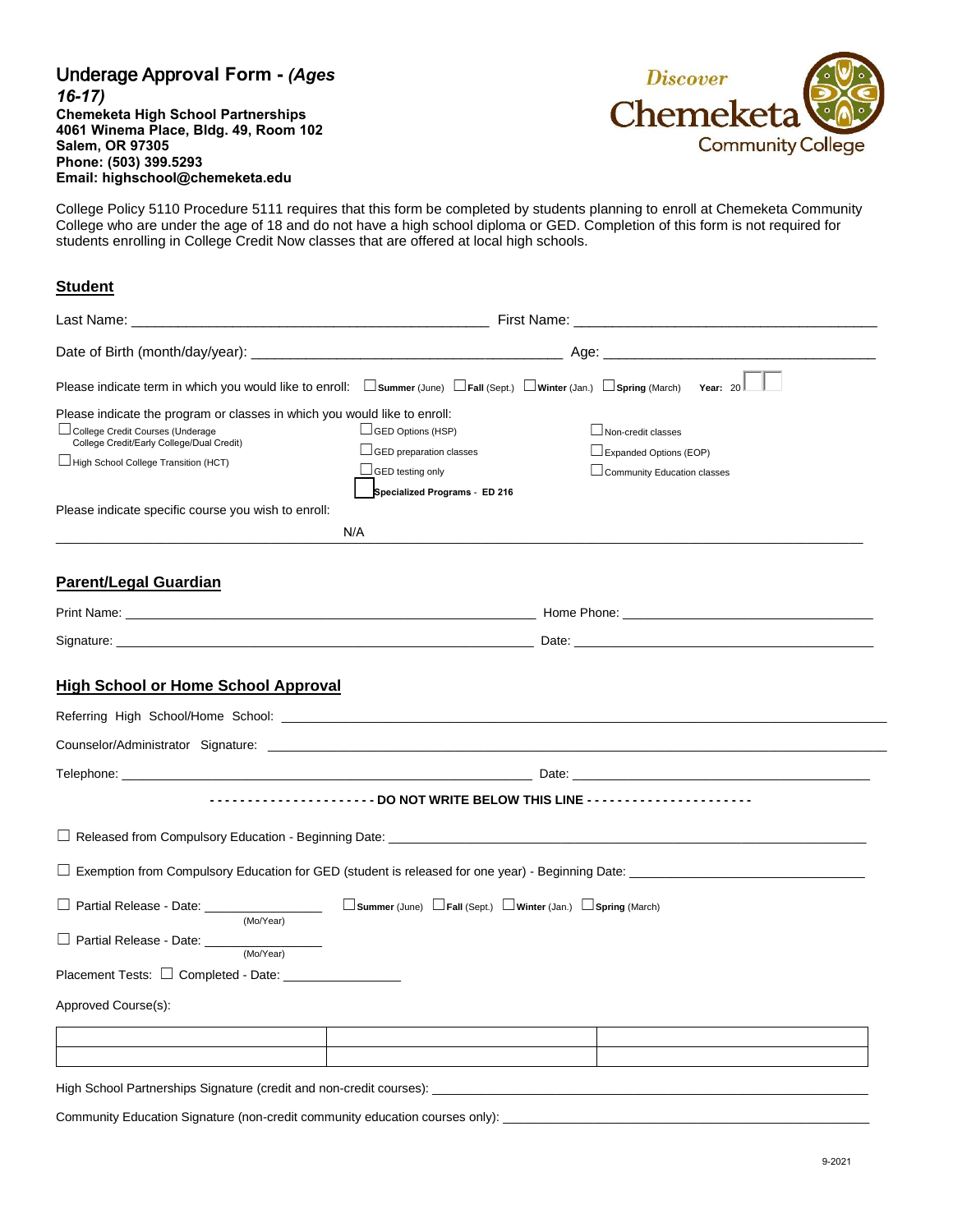# Underage Approval Form - *(Ages 16-17)*

**Chemeketa High School Partnerships**
**4061 Winema Place, Bldg. 49, Room 102**
**Salem, OR 97305**
**Phone: (503) 399.5293**
**Email: highschool@chemeketa.edu**

Discover Chemeketa Community College

College Policy 5110 Procedure 5111 requires that this form be completed by students planning to enroll at Chemeketa Community College who are under the age of 18 and do not have a high school diploma or GED. Completion of this form is not required for students enrolling in College Credit Now classes that are offered at local high schools.

## Student

Last Name: ______________________________ First Name: ______________________________

Date of Birth (month/day/year): ______________________________ Age: ______________________________

Please indicate term in which you would like to enroll: ☐ **Summer** (June) ☐ **Fall** (Sept.) ☐ **Winter** (Jan.) ☐ **Spring** (March) **Year:** 20 ☐☐

Please indicate the program or classes in which you would like to enroll:

- ☐ College Credit Courses (Underage College Credit/Early College/Dual Credit)
- ☐ High School College Transition (HCT)
- ☐ GED Options (HSP)
- ☐ GED preparation classes
- ☐ GED testing only
- ☐ **Specialized Programs - ED 216**
- ☐ Non-credit classes
- ☐ Expanded Options (EOP)
- ☐ Community Education classes

Please indicate specific course you wish to enroll:

N/A

## Parent/Legal Guardian

Print Name: ______________________________ Home Phone: ______________________________

Signature: ______________________________ Date: ______________________________

## High School or Home School Approval

Referring High School/Home School: ______________________________

Counselor/Administrator Signature: ______________________________

Telephone: ______________________________ Date: ______________________________

**- - - - - - - - - - - - - - - - - - - - - DO NOT WRITE BELOW THIS LINE - - - - - - - - - - - - - - - - - - - - -**

☐ Released from Compulsory Education - Beginning Date: ______________________________

☐ Exemption from Compulsory Education for GED (student is released for one year) - Beginning Date: ______________________________

☐ Partial Release - Date: ____________ (Mo/Year) ☐ **Summer** (June) ☐ **Fall** (Sept.) ☐ **Winter** (Jan.) ☐ **Spring** (March)

☐ Partial Release - Date: ____________ (Mo/Year)

Placement Tests: ☐ Completed - Date: ____________

Approved Course(s):

| | | |
|---|---|---|
| | | |
| | | |

High School Partnerships Signature (credit and non-credit courses): ______________________________

Community Education Signature (non-credit community education courses only): ______________________________

9-2021